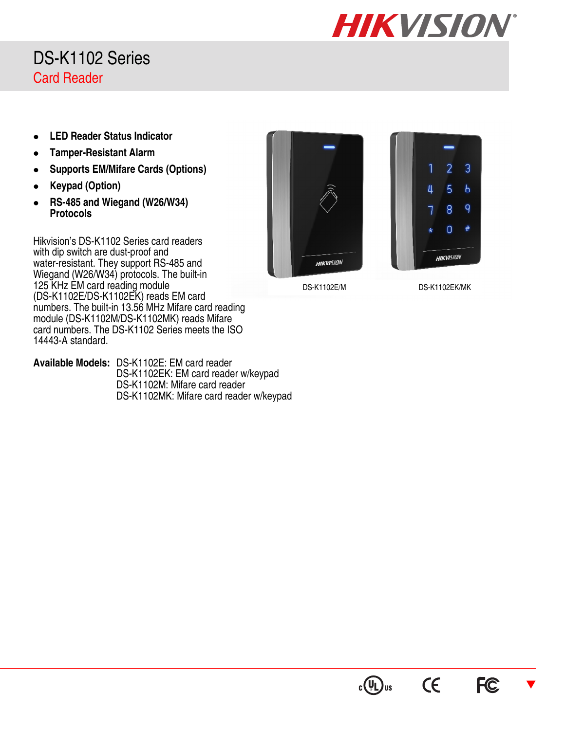# DS-K1102 Series

## Card Reader

- **LED Reader Status Indicator**
- **Tamper-Resistant Alarm**
- **Supports EM/Mifare Cards (Options)**
- **Keypad (Option)**
- **RS-485 and Wiegand (W26/W34) Protocols**

Hikvision's DS-K1102 Series card readers with dip switch are dust-proof and water-resistant. They support RS-485 and Wiegand (W26/W34) protocols. The built-in 125 KHz EM card reading module (DS-K1102E/DS-K1102EK) reads EM card numbers. The built-in 13.56 MHz Mifare card reading module (DS-K1102M/DS-K1102MK) reads Mifare card numbers. The DS-K1102 Series meets the ISO 14443-A standard.

DS-K1102E/M

DS-K1102EK/MK

**Available Models:** DS-K1102E: EM card reader
DS-K1102EK: EM card reader w/keypad
DS-K1102M: Mifare card reader
DS-K1102MK: Mifare card reader w/keypad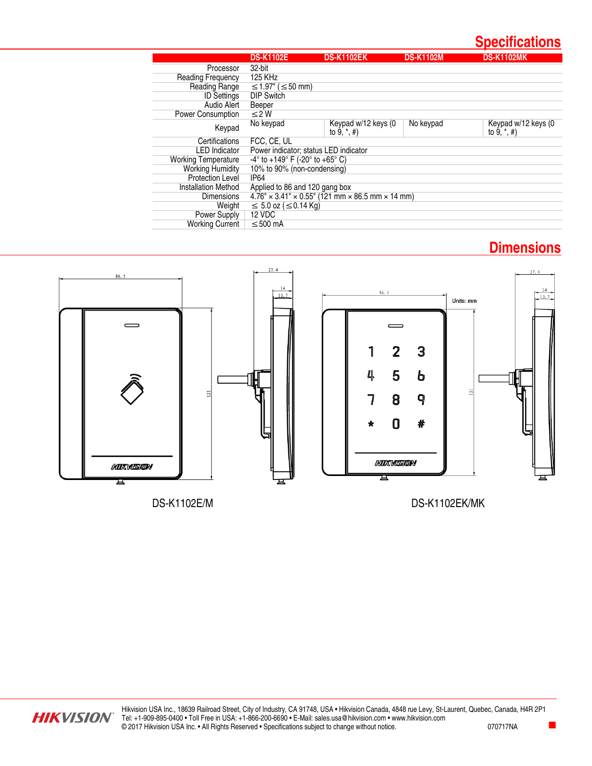## Specifications

| | DS-K1102E | DS-K1102EK | DS-K1102M | DS-K1102MK |
|---|---|---|---|---|
| Processor | 32-bit | | | |
| Reading Frequency | 125 KHz | | | |
| Reading Range | ≤1.97" (≤50 mm) | | | |
| ID Settings | DIP Switch | | | |
| Audio Alert | Beeper | | | |
| Power Consumption | ≤2 W | | | |
| Keypad | No keypad | Keypad w/12 keys (0 to 9, *, #) | No keypad | Keypad w/12 keys (0 to 9, *, #) |
| Certifications | FCC, CE, UL | | | |
| LED Indicator | Power indicator; status LED indicator | | | |
| Working Temperature | -4° to +149° F (-20° to +65° C) | | | |
| Working Humidity | 10% to 90% (non-condensing) | | | |
| Protection Level | IP64 | | | |
| Installation Method | Applied to 86 and 120 gang box | | | |
| Dimensions | 4.76" × 3.41" × 0.55" (121 mm × 86.5 mm × 14 mm) | | | |
| Weight | ≤ 5.0 oz (≤0.14 Kg) | | | |
| Power Supply | 12 VDC | | | |
| Working Current | ≤500 mA | | | |

## Dimensions

86.5
27.4
14
13.7
121

DS-K1102E/M

86.5
Units: mm
27.4
14
13.7
121

DS-K1102EK/MK

HIKVISION

Hikvision USA Inc., 18639 Railroad Street, City of Industry, CA 91748, USA • Hikvision Canada, 4848 rue Levy, St-Laurent, Quebec, Canada, H4R 2P1
Tel: +1-909-895-0400 • Toll Free in USA: +1-866-200-6690 • E-Mail: sales.usa@hikvision.com • www.hikvision.com
© 2017 Hikvision USA Inc. • All Rights Reserved • Specifications subject to change without notice. 070717NA